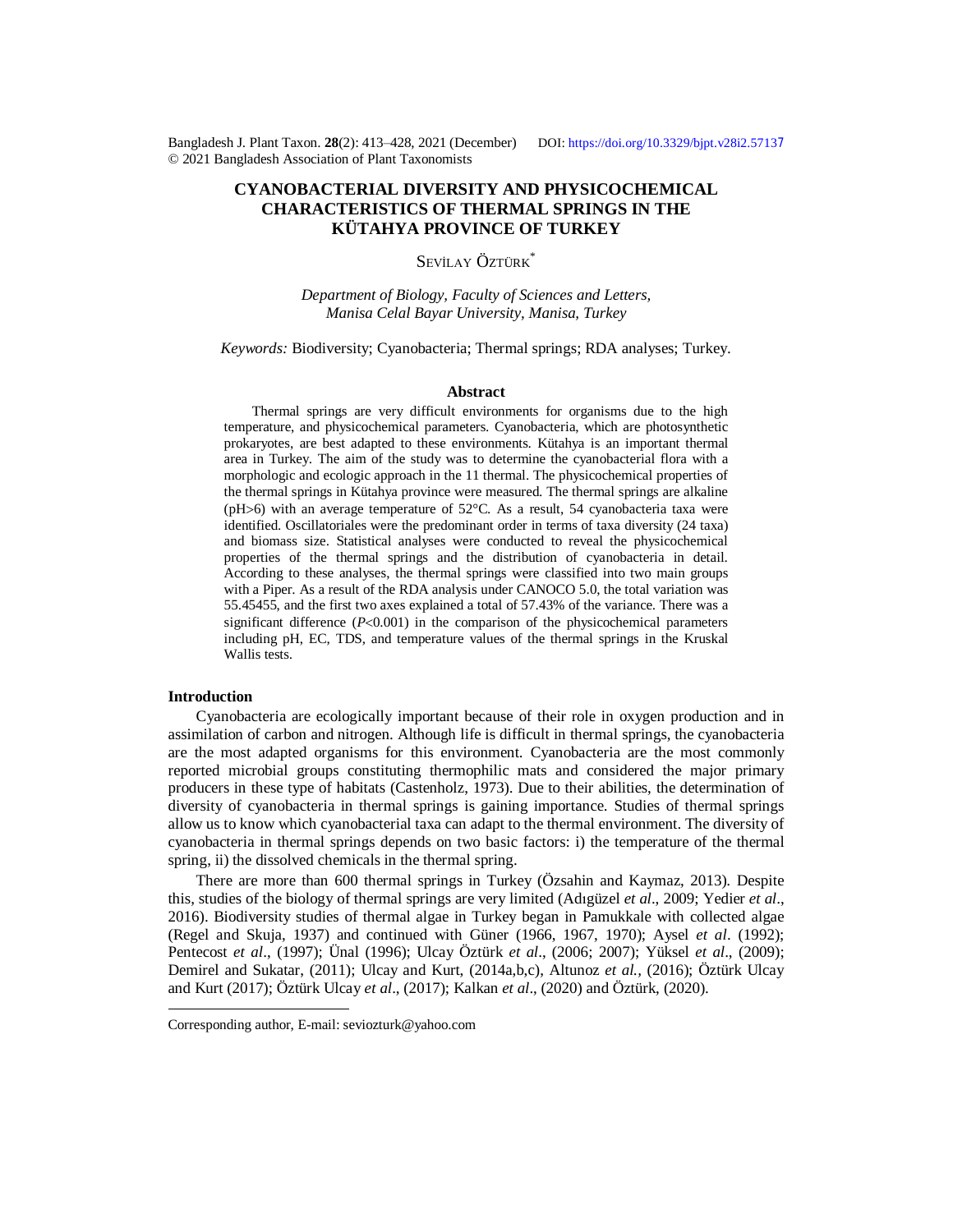# CYANOBACTERIAL DIVERSITY AND PHYSICOCHEMICAL CHARACTERISTICS OF THERMAL SPRINGS IN THE KÜTAHYA PROVINCE OF TURKEY

SEVİLAY ÖZTÜRK*

*Department of Biology, Faculty of Sciences and Letters, Manisa Celal Bayar University, Manisa, Turkey*

*Keywords:* Biodiversity; Cyanobacteria; Thermal springs; RDA analyses; Turkey.

## Abstract

Thermal springs are very difficult environments for organisms due to the high temperature, and physicochemical parameters. Cyanobacteria, which are photosynthetic prokaryotes, are best adapted to these environments. Kütahya is an important thermal area in Turkey. The aim of the study was to determine the cyanobacterial flora with a morphologic and ecologic approach in the 11 thermal. The physicochemical properties of the thermal springs in Kütahya province were measured. The thermal springs are alkaline (pH>6) with an average temperature of 52°C. As a result, 54 cyanobacteria taxa were identified. Oscillatoriales were the predominant order in terms of taxa diversity (24 taxa) and biomass size. Statistical analyses were conducted to reveal the physicochemical properties of the thermal springs and the distribution of cyanobacteria in detail. According to these analyses, the thermal springs were classified into two main groups with a Piper. As a result of the RDA analysis under CANOCO 5.0, the total variation was 55.45455, and the first two axes explained a total of 57.43% of the variance. There was a significant difference ($P<0.001$) in the comparison of the physicochemical parameters including pH, EC, TDS, and temperature values of the thermal springs in the Kruskal Wallis tests.

## Introduction

Cyanobacteria are ecologically important because of their role in oxygen production and in assimilation of carbon and nitrogen. Although life is difficult in thermal springs, the cyanobacteria are the most adapted organisms for this environment. Cyanobacteria are the most commonly reported microbial groups constituting thermophilic mats and considered the major primary producers in these type of habitats (Castenholz, 1973). Due to their abilities, the determination of diversity of cyanobacteria in thermal springs is gaining importance. Studies of thermal springs allow us to know which cyanobacterial taxa can adapt to the thermal environment. The diversity of cyanobacteria in thermal springs depends on two basic factors: i) the temperature of the thermal spring, ii) the dissolved chemicals in the thermal spring.

There are more than 600 thermal springs in Turkey (Özsahin and Kaymaz, 2013). Despite this, studies of the biology of thermal springs are very limited (Adıgüzel *et al*., 2009; Yedier *et al*., 2016). Biodiversity studies of thermal algae in Turkey began in Pamukkale with collected algae (Regel and Skuja, 1937) and continued with Güner (1966, 1967, 1970); Aysel *et al*. (1992); Pentecost *et al*., (1997); Ünal (1996); Ulcay Öztürk *et al*., (2006; 2007); Yüksel *et al*., (2009); Demirel and Sukatar, (2011); Ulcay and Kurt, (2014a,b,c), Altunoz *et al.*, (2016); Öztürk Ulcay and Kurt (2017); Öztürk Ulcay *et al*., (2017); Kalkan *et al*., (2020) and Öztürk, (2020).

Corresponding author, E-mail: seviozturk@yahoo.com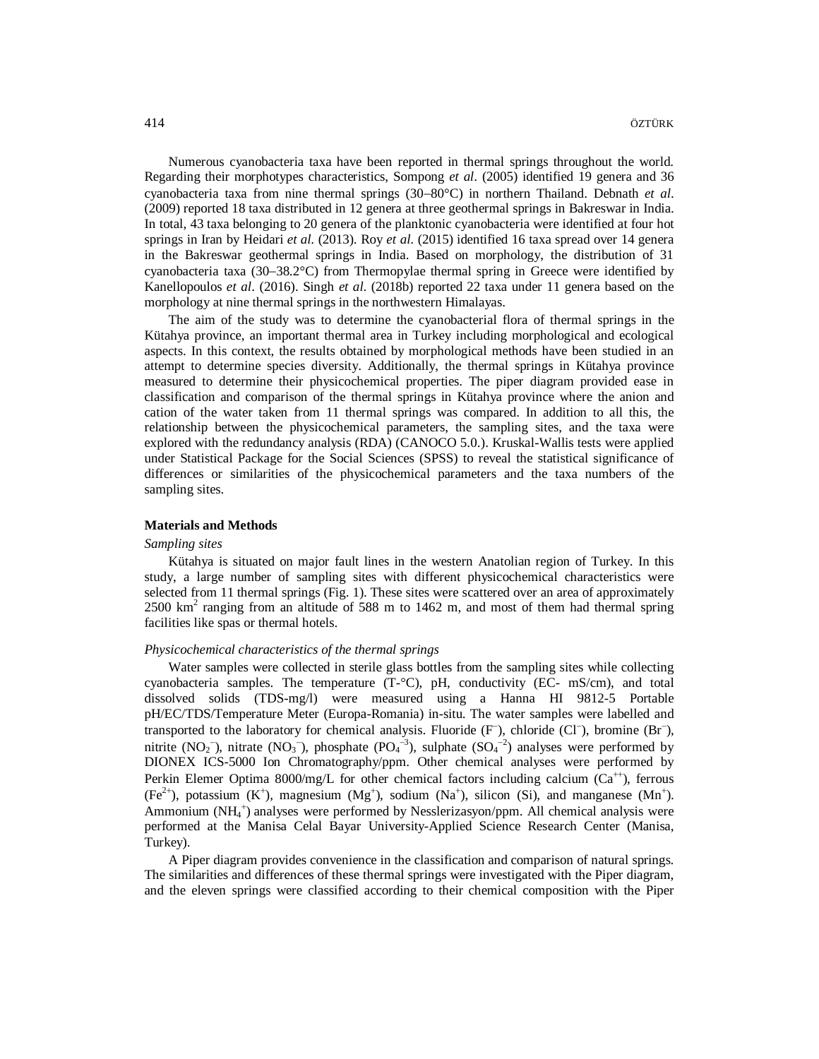Numerous cyanobacteria taxa have been reported in thermal springs throughout the world. Regarding their morphotypes characteristics, Sompong *et al*. (2005) identified 19 genera and 36 cyanobacteria taxa from nine thermal springs (30–80°C) in northern Thailand. Debnath *et al*. (2009) reported 18 taxa distributed in 12 genera at three geothermal springs in Bakreswar in India. In total, 43 taxa belonging to 20 genera of the planktonic cyanobacteria were identified at four hot springs in Iran by Heidari *et al*. (2013). Roy *et al*. (2015) identified 16 taxa spread over 14 genera in the Bakreswar geothermal springs in India. Based on morphology, the distribution of 31 cyanobacteria taxa (30–38.2°C) from Thermopylae thermal spring in Greece were identified by Kanellopoulos *et al*. (2016). Singh *et al*. (2018b) reported 22 taxa under 11 genera based on the morphology at nine thermal springs in the northwestern Himalayas.

The aim of the study was to determine the cyanobacterial flora of thermal springs in the Kütahya province, an important thermal area in Turkey including morphological and ecological aspects. In this context, the results obtained by morphological methods have been studied in an attempt to determine species diversity. Additionally, the thermal springs in Kütahya province measured to determine their physicochemical properties. The piper diagram provided ease in classification and comparison of the thermal springs in Kütahya province where the anion and cation of the water taken from 11 thermal springs was compared. In addition to all this, the relationship between the physicochemical parameters, the sampling sites, and the taxa were explored with the redundancy analysis (RDA) (CANOCO 5.0.). Kruskal-Wallis tests were applied under Statistical Package for the Social Sciences (SPSS) to reveal the statistical significance of differences or similarities of the physicochemical parameters and the taxa numbers of the sampling sites.

## Materials and Methods

### *Sampling sites*

Kütahya is situated on major fault lines in the western Anatolian region of Turkey. In this study, a large number of sampling sites with different physicochemical characteristics were selected from 11 thermal springs (Fig. 1). These sites were scattered over an area of approximately 2500 km$^2$ ranging from an altitude of 588 m to 1462 m, and most of them had thermal spring facilities like spas or thermal hotels.

### *Physicochemical characteristics of the thermal springs*

Water samples were collected in sterile glass bottles from the sampling sites while collecting cyanobacteria samples. The temperature (T-°C), pH, conductivity (EC- mS/cm), and total dissolved solids (TDS-mg/l) were measured using a Hanna HI 9812-5 Portable pH/EC/TDS/Temperature Meter (Europa-Romania) in-situ. The water samples were labelled and transported to the laboratory for chemical analysis. Fluoride ($F^-$), chloride ($Cl^-$), bromine ($Br^-$), nitrite ($NO_2^-$), nitrate ($NO_3^-$), phosphate ($PO_4^{-3}$), sulphate ($SO_4^{-2}$) analyses were performed by DIONEX ICS-5000 Ion Chromatography/ppm. Other chemical analyses were performed by Perkin Elemer Optima 8000/mg/L for other chemical factors including calcium ($Ca^{++}$), ferrous ($Fe^{2+}$), potassium ($K^+$), magnesium ($Mg^+$), sodium ($Na^+$), silicon (Si), and manganese ($Mn^+$). Ammonium ($NH_4^+$) analyses were performed by Nesslerizasyon/ppm. All chemical analysis were performed at the Manisa Celal Bayar University-Applied Science Research Center (Manisa, Turkey).

A Piper diagram provides convenience in the classification and comparison of natural springs. The similarities and differences of these thermal springs were investigated with the Piper diagram, and the eleven springs were classified according to their chemical composition with the Piper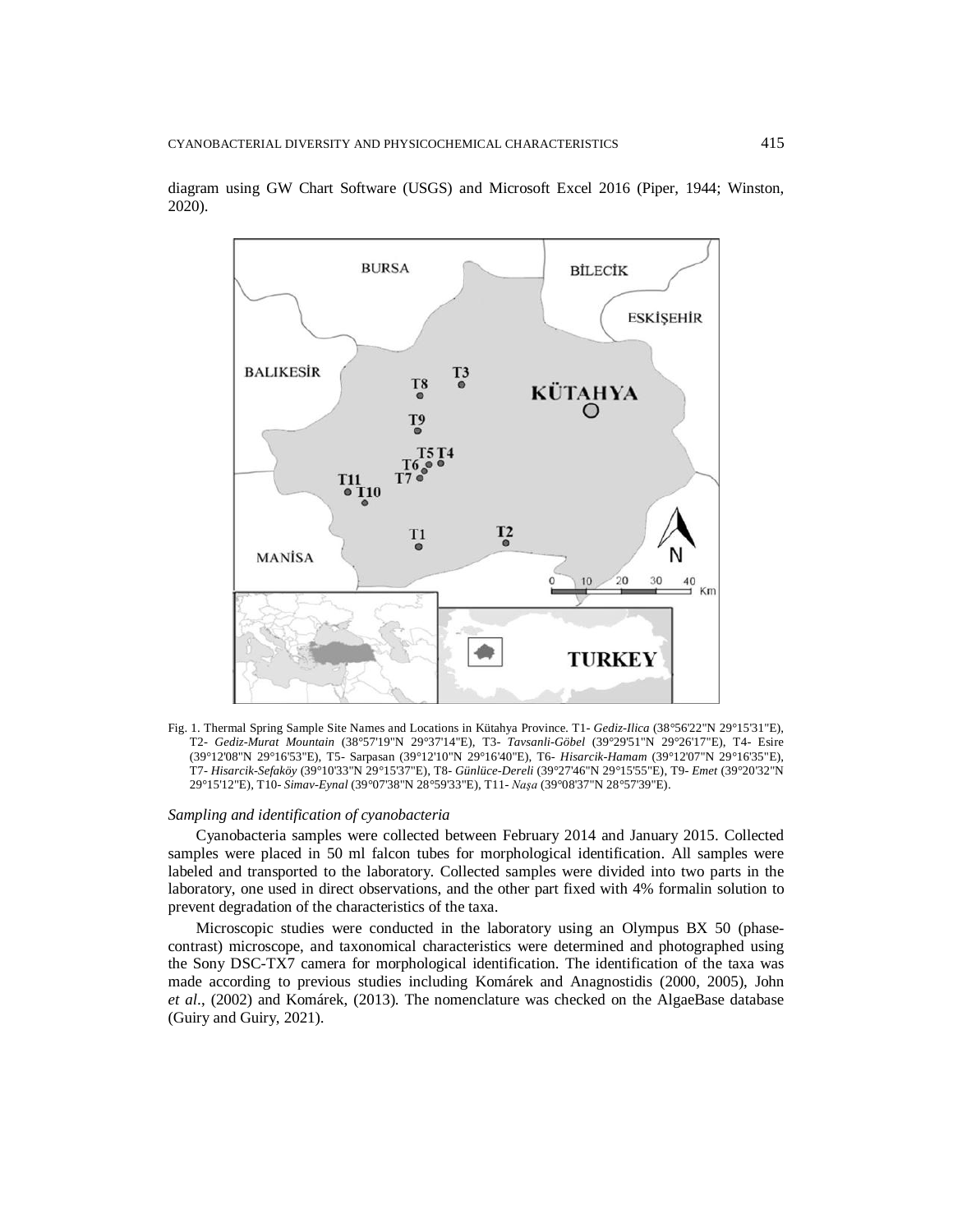diagram using GW Chart Software (USGS) and Microsoft Excel 2016 (Piper, 1944; Winston, 2020).

Fig. 1. Thermal Spring Sample Site Names and Locations in Kütahya Province. T1- *Gediz-Ilica* (38°56'22"N 29°15'31"E), T2- *Gediz-Murat Mountain* (38°57'19"N 29°37'14"E), T3- *Tavsanli-Göbel* (39°29'51"N 29°26'17"E), T4- Esire (39°12'08"N 29°16'53"E), T5- Sarpasan (39°12'10"N 29°16'40"E), T6- *Hisarcik-Hamam* (39°12'07"N 29°16'35"E), T7- *Hisarcik-Sefaköy* (39°10'33"N 29°15'37"E), T8- *Günlüce-Dereli* (39°27'46"N 29°15'55"E), T9- *Emet* (39°20'32"N 29°15'12"E), T10- *Simav-Eynal* (39°07'38"N 28°59'33"E), T11- *Naşa* (39°08'37"N 28°57'39"E).

### *Sampling and identification of cyanobacteria*

Cyanobacteria samples were collected between February 2014 and January 2015. Collected samples were placed in 50 ml falcon tubes for morphological identification. All samples were labeled and transported to the laboratory. Collected samples were divided into two parts in the laboratory, one used in direct observations, and the other part fixed with 4% formalin solution to prevent degradation of the characteristics of the taxa.

Microscopic studies were conducted in the laboratory using an Olympus BX 50 (phase-contrast) microscope, and taxonomical characteristics were determined and photographed using the Sony DSC-TX7 camera for morphological identification. The identification of the taxa was made according to previous studies including Komárek and Anagnostidis (2000, 2005), John *et al*., (2002) and Komárek, (2013). The nomenclature was checked on the AlgaeBase database (Guiry and Guiry, 2021).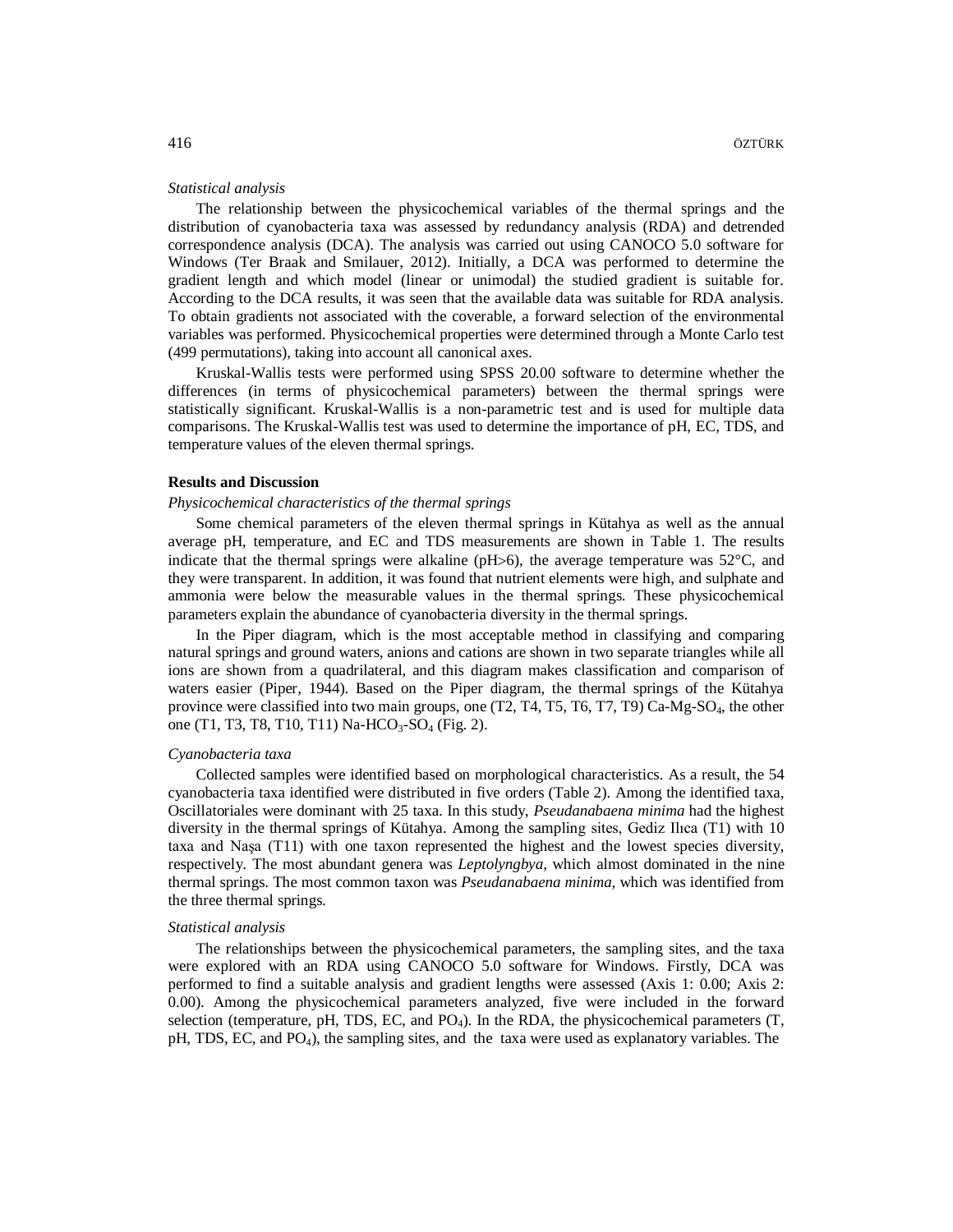*Statistical analysis*

The relationship between the physicochemical variables of the thermal springs and the distribution of cyanobacteria taxa was assessed by redundancy analysis (RDA) and detrended correspondence analysis (DCA). The analysis was carried out using CANOCO 5.0 software for Windows (Ter Braak and Smilauer, 2012). Initially, a DCA was performed to determine the gradient length and which model (linear or unimodal) the studied gradient is suitable for. According to the DCA results, it was seen that the available data was suitable for RDA analysis. To obtain gradients not associated with the coverable, a forward selection of the environmental variables was performed. Physicochemical properties were determined through a Monte Carlo test (499 permutations), taking into account all canonical axes.

Kruskal-Wallis tests were performed using SPSS 20.00 software to determine whether the differences (in terms of physicochemical parameters) between the thermal springs were statistically significant. Kruskal-Wallis is a non-parametric test and is used for multiple data comparisons. The Kruskal-Wallis test was used to determine the importance of pH, EC, TDS, and temperature values of the eleven thermal springs.

## Results and Discussion

*Physicochemical characteristics of the thermal springs*

Some chemical parameters of the eleven thermal springs in Kütahya as well as the annual average pH, temperature, and EC and TDS measurements are shown in Table 1. The results indicate that the thermal springs were alkaline (pH>6), the average temperature was 52°C, and they were transparent. In addition, it was found that nutrient elements were high, and sulphate and ammonia were below the measurable values in the thermal springs. These physicochemical parameters explain the abundance of cyanobacteria diversity in the thermal springs.

In the Piper diagram, which is the most acceptable method in classifying and comparing natural springs and ground waters, anions and cations are shown in two separate triangles while all ions are shown from a quadrilateral, and this diagram makes classification and comparison of waters easier (Piper, 1944). Based on the Piper diagram, the thermal springs of the Kütahya province were classified into two main groups, one (T2, T4, T5, T6, T7, T9) Ca-Mg-$SO_4$, the other one (T1, T3, T8, T10, T11) Na-$HCO_3$-$SO_4$ (Fig. 2).

*Cyanobacteria taxa*

Collected samples were identified based on morphological characteristics. As a result, the 54 cyanobacteria taxa identified were distributed in five orders (Table 2). Among the identified taxa, Oscillatoriales were dominant with 25 taxa. In this study, *Pseudanabaena minima* had the highest diversity in the thermal springs of Kütahya. Among the sampling sites, Gediz Ilıca (T1) with 10 taxa and Naşa (T11) with one taxon represented the highest and the lowest species diversity, respectively. The most abundant genera was *Leptolyngbya*, which almost dominated in the nine thermal springs. The most common taxon was *Pseudanabaena minima*, which was identified from the three thermal springs.

*Statistical analysis*

The relationships between the physicochemical parameters, the sampling sites, and the taxa were explored with an RDA using CANOCO 5.0 software for Windows. Firstly, DCA was performed to find a suitable analysis and gradient lengths were assessed (Axis 1: 0.00; Axis 2: 0.00). Among the physicochemical parameters analyzed, five were included in the forward selection (temperature, pH, TDS, EC, and $PO_4$). In the RDA, the physicochemical parameters (T, pH, TDS, EC, and $PO_4$), the sampling sites, and the taxa were used as explanatory variables. The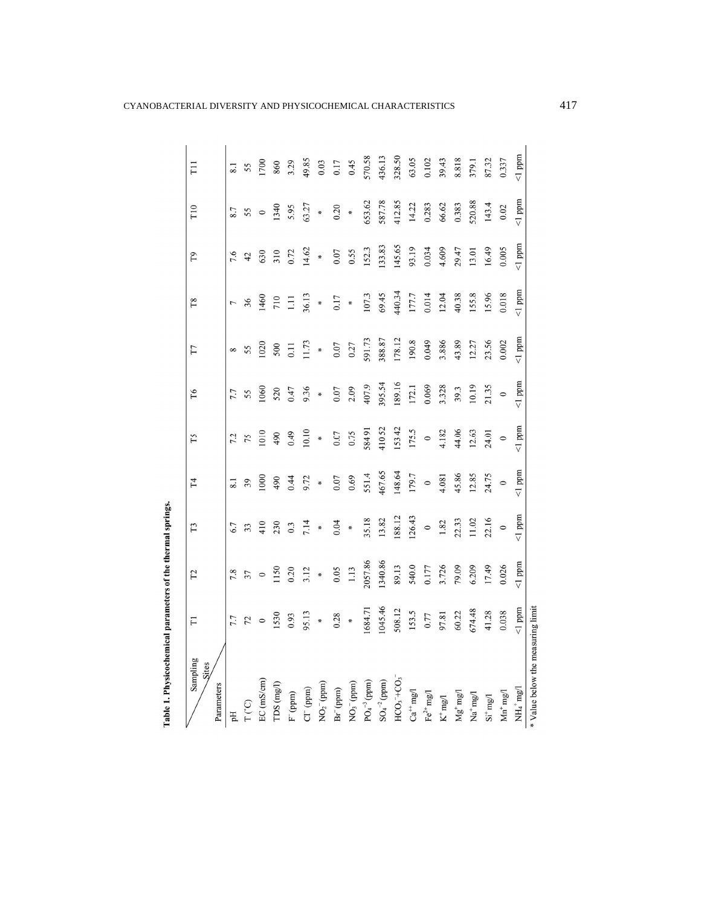**Table 1. Physicochemical parameters of the thermal springs.**

| Parameters \ Sampling Sites | T1 | T2 | T3 | T4 | T5 | T6 | T7 | T8 | T9 | T10 | T11 |
|---|---|---|---|---|---|---|---|---|---|---|---|
| pH | 7.7 | 7.8 | 6.7 | 8.1 | 7.2 | 7.7 | 8 | 7 | 7.6 | 8.7 | 8.1 |
| T (°C) | 72 | 37 | 33 | 39 | 75 | 55 | 55 | 36 | 42 | 55 | 55 |
| EC (mS/cm) | 0 | 0 | 410 | 1000 | 1010 | 1060 | 1020 | 1460 | 630 | 0 | 1700 |
| TDS (mg/l) | 1530 | 1150 | 230 | 490 | 490 | 520 | 500 | 710 | 310 | 1340 | 860 |
| $F^-$ (ppm) | 0.93 | 0.20 | 0.3 | 0.44 | 0.49 | 0.47 | 0.11 | 1.11 | 0.72 | 5.95 | 3.29 |
| $Cl^-$ (ppm) | 95.13 | 3.12 | 7.14 | 9.72 | 10.10 | 9.36 | 11.73 | 36.13 | 14.62 | 63.27 | 49.85 |
| $NO_2^-$ (ppm) | * | * | * | * | * | * | * | * | * | * | 0.03 |
| $Br^-$ (ppm) | 0.28 | 0.05 | 0.04 | 0.07 | 0.07 | 0.07 | 0.07 | 0.17 | 0.07 | 0.20 | 0.17 |
| $NO_3^-$ (ppm) | * | 1.13 | * | 0.69 | 0.75 | 2.09 | 0.27 | * | 0.55 | * | 0.45 |
| $PO_4^{-3}$ (ppm) | 1684.71 | 2057.86 | 35.18 | 551.4 | 584.91 | 407.9 | 591.73 | 107.3 | 152.3 | 653.62 | 570.58 |
| $SO_4^{-2}$ (ppm) | 1045.46 | 1340.86 | 13.82 | 467.65 | 410.52 | 395.54 | 388.87 | 69.45 | 133.83 | 587.78 | 436.13 |
| $HCO_3^-$+$CO_3^-$ | 508.12 | 89.13 | 188.12 | 148.64 | 153.42 | 189.16 | 178.12 | 440.34 | 145.65 | 412.85 | 328.50 |
| $Ca^{++}$ mg/l | 153.5 | 540.0 | 126.43 | 179.7 | 175.5 | 172.1 | 190.8 | 177.7 | 93.19 | 14.22 | 63.05 |
| $Fe^{2+}$ mg/l | 0.77 | 0.177 | 0 | 0 | 0 | 0.069 | 0.049 | 0.014 | 0.034 | 0.283 | 0.102 |
| $K^+$ mg/l | 97.81 | 3.726 | 1.82 | 4.081 | 4.182 | 3.328 | 3.886 | 12.04 | 4.609 | 66.62 | 39.43 |
| $Mg^+$ mg/l | 60.22 | 79.09 | 22.33 | 45.86 | 44.06 | 39.3 | 43.89 | 40.38 | 29.47 | 0.383 | 8.818 |
| $Na^+$ mg/l | 674.48 | 6.209 | 11.02 | 12.85 | 12.63 | 10.19 | 12.27 | 155.8 | 13.01 | 520.88 | 379.1 |
| $Si^+$ mg/l | 41.28 | 17.49 | 22.16 | 24.75 | 24.01 | 21.35 | 23.56 | 15.96 | 16.49 | 143.4 | 87.32 |
| $Mn^+$ mg/l | 0.038 | 0.026 | 0 | 0 | 0 | 0 | 0.002 | 0.018 | 0.005 | 0.02 | 0.337 |
| $NH_4^+$ mg/l | <1 ppm | <1 ppm | <1 ppm | <1 ppm | <1 ppm | <1 ppm | <1 ppm | <1 ppm | <1 ppm | <1 ppm | <1 ppm |

* Value below the measuring limit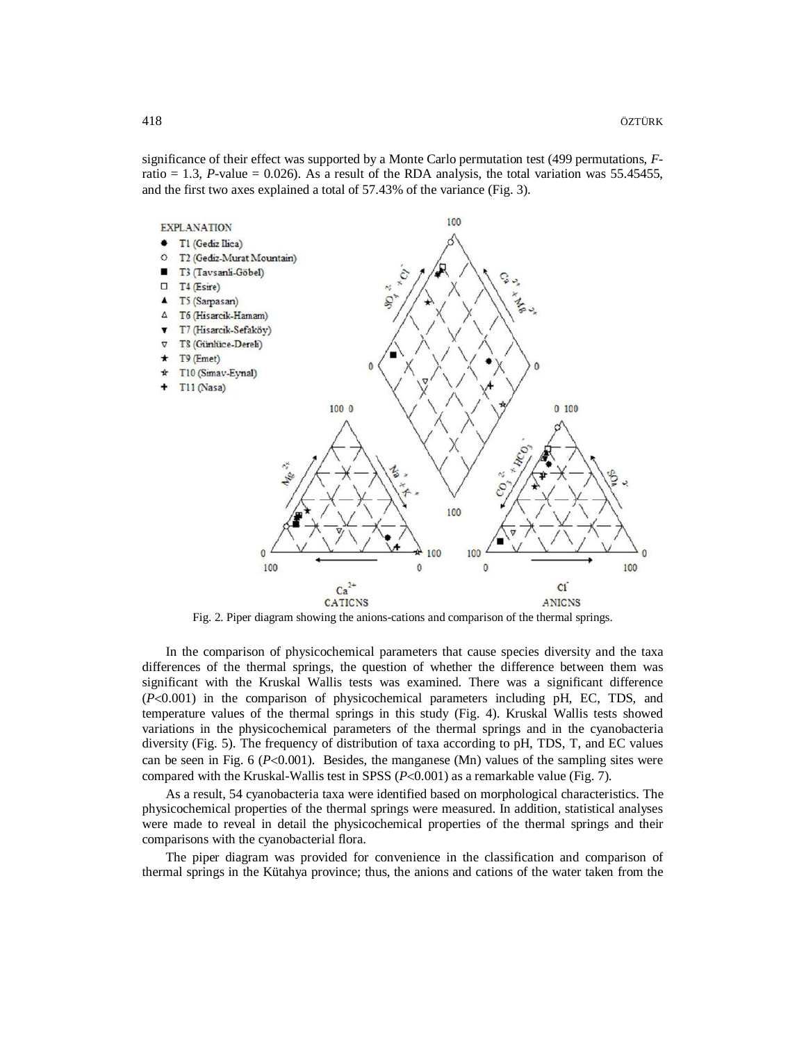significance of their effect was supported by a Monte Carlo permutation test (499 permutations, *F*-ratio = 1.3, *P*-value = 0.026). As a result of the RDA analysis, the total variation was 55.45455, and the first two axes explained a total of 57.43% of the variance (Fig. 3).

Fig. 2. Piper diagram showing the anions-cations and comparison of the thermal springs.

In the comparison of physicochemical parameters that cause species diversity and the taxa differences of the thermal springs, the question of whether the difference between them was significant with the Kruskal Wallis tests was examined. There was a significant difference ($P<0.001$) in the comparison of physicochemical parameters including pH, EC, TDS, and temperature values of the thermal springs in this study (Fig. 4). Kruskal Wallis tests showed variations in the physicochemical parameters of the thermal springs and in the cyanobacteria diversity (Fig. 5). The frequency of distribution of taxa according to pH, TDS, T, and EC values can be seen in Fig. 6 ($P<0.001$). Besides, the manganese (Mn) values of the sampling sites were compared with the Kruskal-Wallis test in SPSS ($P<0.001$) as a remarkable value (Fig. 7).

As a result, 54 cyanobacteria taxa were identified based on morphological characteristics. The physicochemical properties of the thermal springs were measured. In addition, statistical analyses were made to reveal in detail the physicochemical properties of the thermal springs and their comparisons with the cyanobacterial flora.

The piper diagram was provided for convenience in the classification and comparison of thermal springs in the Kütahya province; thus, the anions and cations of the water taken from the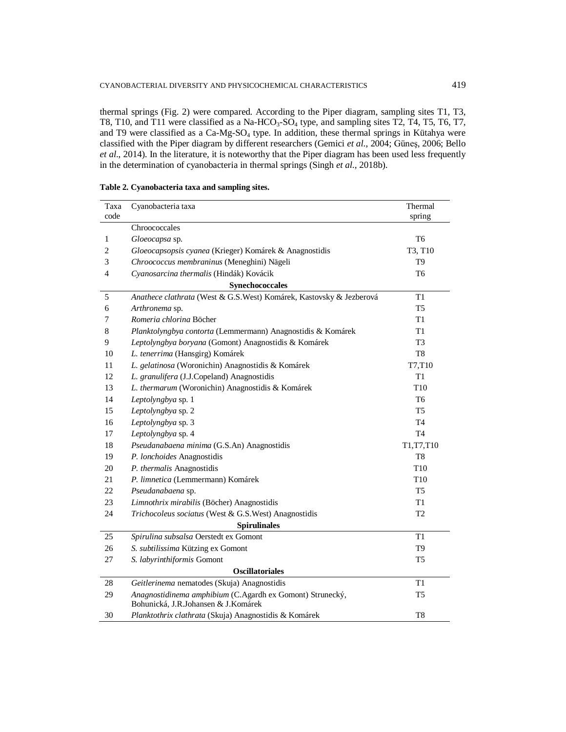thermal springs (Fig. 2) were compared. According to the Piper diagram, sampling sites T1, T3, T8, T10, and T11 were classified as a Na-$HCO_3$-$SO_4$ type, and sampling sites T2, T4, T5, T6, T7, and T9 were classified as a Ca-Mg-$SO_4$ type. In addition, these thermal springs in Kütahya were classified with the Piper diagram by different researchers (Gemici *et al.*, 2004; Güneş, 2006; Bello *et al.*, 2014). In the literature, it is noteworthy that the Piper diagram has been used less frequently in the determination of cyanobacteria in thermal springs (Singh *et al.*, 2018b).

**Table 2. Cyanobacteria taxa and sampling sites.**

| Taxa code | Cyanobacteria taxa | Thermal spring |
|---|---|---|
| | Chroococcales | |
| 1 | *Gloeocapsa* sp. | T6 |
| 2 | *Gloeocapsopsis cyanea* (Krieger) Komárek & Anagnostidis | T3, T10 |
| 3 | *Chroococcus membraninus* (Meneghini) Nägeli | T9 |
| 4 | *Cyanosarcina thermalis* (Hindák) Kovácik | T6 |
| | **Synechococcales** | |
| 5 | *Anathece clathrata* (West & G.S.West) Komárek, Kastovsky & Jezberová | T1 |
| 6 | *Arthronema* sp. | T5 |
| 7 | *Romeria chlorina* Böcher | T1 |
| 8 | *Planktolyngbya contorta* (Lemmermann) Anagnostidis & Komárek | T1 |
| 9 | *Leptolyngbya boryana* (Gomont) Anagnostidis & Komárek | T3 |
| 10 | *L. tenerrima* (Hansgirg) Komárek | T8 |
| 11 | *L. gelatinosa* (Woronichin) Anagnostidis & Komárek | T7,T10 |
| 12 | *L. granulifera* (J.J.Copeland) Anagnostidis | T1 |
| 13 | *L. thermarum* (Woronichin) Anagnostidis & Komárek | T10 |
| 14 | *Leptolyngbya* sp. 1 | T6 |
| 15 | *Leptolyngbya* sp. 2 | T5 |
| 16 | *Leptolyngbya* sp. 3 | T4 |
| 17 | *Leptolyngbya* sp. 4 | T4 |
| 18 | *Pseudanabaena minima* (G.S.An) Anagnostidis | T1,T7,T10 |
| 19 | *P. lonchoides* Anagnostidis | T8 |
| 20 | *P. thermalis* Anagnostidis | T10 |
| 21 | *P. limnetica* (Lemmermann) Komárek | T10 |
| 22 | *Pseudanabaena* sp. | T5 |
| 23 | *Limnothrix mirabilis* (Böcher) Anagnostidis | T1 |
| 24 | *Trichocoleus sociatus* (West & G.S.West) Anagnostidis | T2 |
| | **Spirulinales** | |
| 25 | *Spirulina subsalsa* Oerstedt ex Gomont | T1 |
| 26 | *S. subtilissima* Kützing ex Gomont | T9 |
| 27 | *S. labyrinthiformis* Gomont | T5 |
| | **Oscillatoriales** | |
| 28 | *Geitlerinema* nematodes (Skuja) Anagnostidis | T1 |
| 29 | *Anagnostidinema amphibium* (C.Agardh ex Gomont) Strunecký, Bohunická, J.R.Johansen & J.Komárek | T5 |
| 30 | *Planktothrix clathrata* (Skuja) Anagnostidis & Komárek | T8 |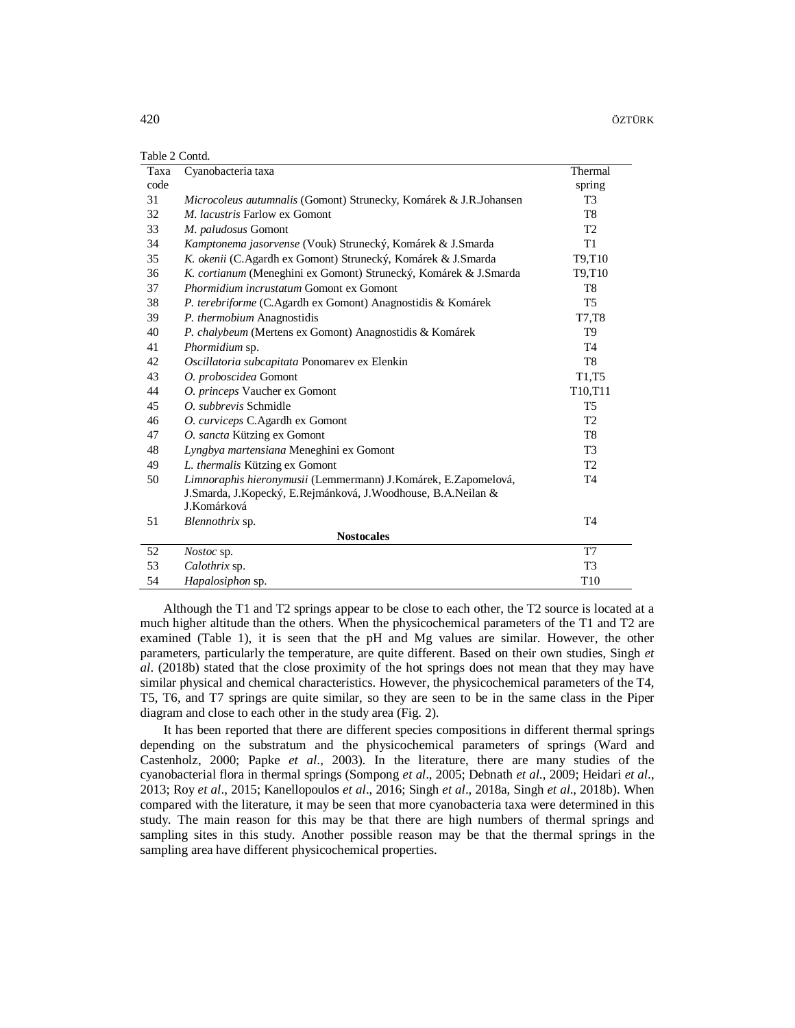Table 2 Contd.

| Taxa code | Cyanobacteria taxa | Thermal spring |
|---|---|---|
| 31 | *Microcoleus autumnalis* (Gomont) Strunecky, Komárek & J.R.Johansen | T3 |
| 32 | *M. lacustris* Farlow ex Gomont | T8 |
| 33 | *M. paludosus* Gomont | T2 |
| 34 | *Kamptonema jasorvense* (Vouk) Strunecký, Komárek & J.Smarda | T1 |
| 35 | *K. okenii* (C.Agardh ex Gomont) Strunecký, Komárek & J.Smarda | T9,T10 |
| 36 | *K. cortianum* (Meneghini ex Gomont) Strunecký, Komárek & J.Smarda | T9,T10 |
| 37 | *Phormidium incrustatum* Gomont ex Gomont | T8 |
| 38 | *P. terebriforme* (C.Agardh ex Gomont) Anagnostidis & Komárek | T5 |
| 39 | *P. thermobium* Anagnostidis | T7,T8 |
| 40 | *P. chalybeum* (Mertens ex Gomont) Anagnostidis & Komárek | T9 |
| 41 | *Phormidium* sp. | T4 |
| 42 | *Oscillatoria subcapitata* Ponomarev ex Elenkin | T8 |
| 43 | *O. proboscidea* Gomont | T1,T5 |
| 44 | *O. princeps* Vaucher ex Gomont | T10,T11 |
| 45 | *O. subbrevis* Schmidle | T5 |
| 46 | *O. curviceps* C.Agardh ex Gomont | T2 |
| 47 | *O. sancta* Kützing ex Gomont | T8 |
| 48 | *Lyngbya martensiana* Meneghini ex Gomont | T3 |
| 49 | *L. thermalis* Kützing ex Gomont | T2 |
| 50 | *Limnoraphis hieronymusii* (Lemmermann) J.Komárek, E.Zapomelová, J.Smarda, J.Kopecký, E.Rejmánková, J.Woodhouse, B.A.Neilan & J.Komárková | T4 |
| 51 | *Blennothrix* sp. | T4 |
| | **Nostocales** | |
| 52 | *Nostoc* sp. | T7 |
| 53 | *Calothrix* sp. | T3 |
| 54 | *Hapalosiphon* sp. | T10 |

Although the T1 and T2 springs appear to be close to each other, the T2 source is located at a much higher altitude than the others. When the physicochemical parameters of the T1 and T2 are examined (Table 1), it is seen that the pH and Mg values are similar. However, the other parameters, particularly the temperature, are quite different. Based on their own studies, Singh *et al*. (2018b) stated that the close proximity of the hot springs does not mean that they may have similar physical and chemical characteristics. However, the physicochemical parameters of the T4, T5, T6, and T7 springs are quite similar, so they are seen to be in the same class in the Piper diagram and close to each other in the study area (Fig. 2).

It has been reported that there are different species compositions in different thermal springs depending on the substratum and the physicochemical parameters of springs (Ward and Castenholz, 2000; Papke *et al*., 2003). In the literature, there are many studies of the cyanobacterial flora in thermal springs (Sompong *et al*., 2005; Debnath *et al*., 2009; Heidari *et al*., 2013; Roy *et al*., 2015; Kanellopoulos *et al*., 2016; Singh *et al*., 2018a, Singh *et al*., 2018b). When compared with the literature, it may be seen that more cyanobacteria taxa were determined in this study. The main reason for this may be that there are high numbers of thermal springs and sampling sites in this study. Another possible reason may be that the thermal springs in the sampling area have different physicochemical properties.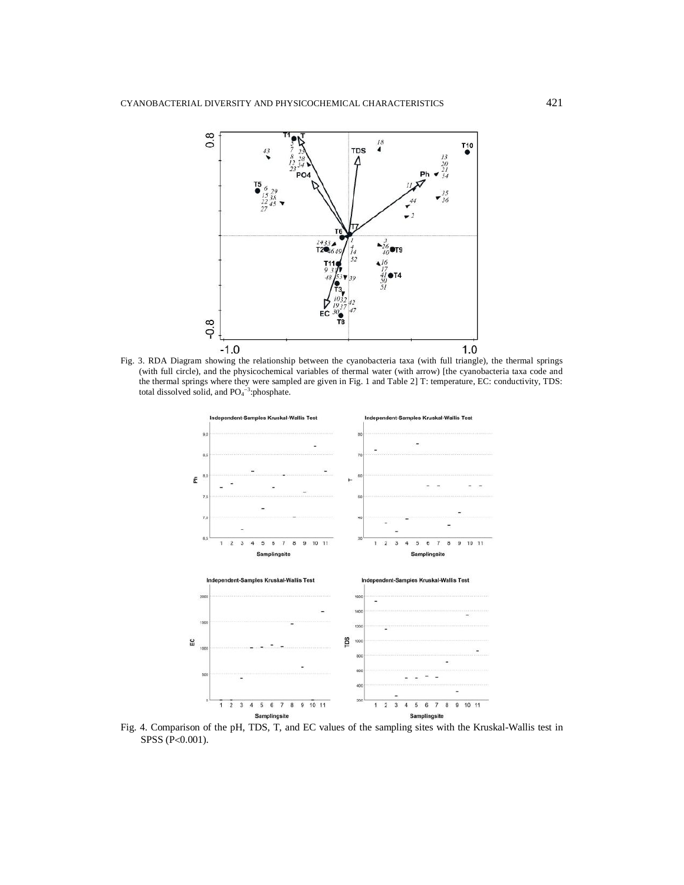Fig. 3. RDA Diagram showing the relationship between the cyanobacteria taxa (with full triangle), the thermal springs (with full circle), and the physicochemical variables of thermal water (with arrow) [the cyanobacteria taxa code and the thermal springs where they were sampled are given in Fig. 1 and Table 2] T: temperature, EC: conductivity, TDS: total dissolved solid, and $PO_4^{-3}$:phosphate.

Fig. 4. Comparison of the pH, TDS, T, and EC values of the sampling sites with the Kruskal-Wallis test in SPSS ($P<0.001$).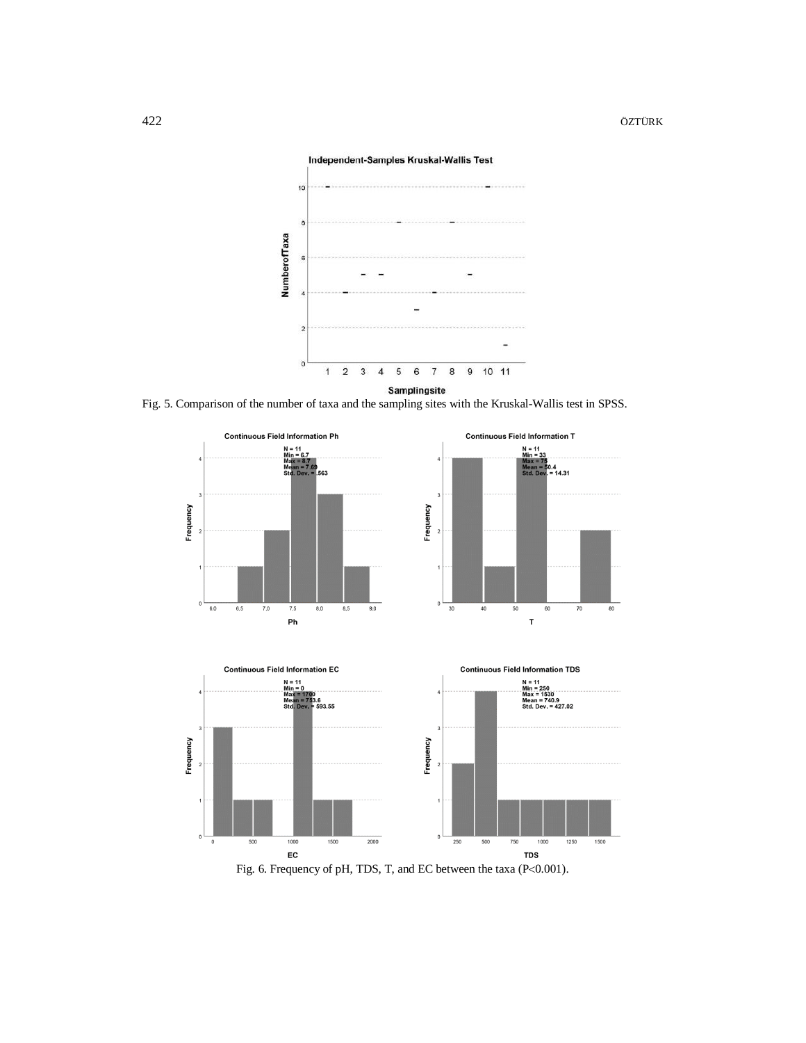Fig. 5. Comparison of the number of taxa and the sampling sites with the Kruskal-Wallis test in SPSS.

Fig. 6. Frequency of pH, TDS, T, and EC between the taxa ($P<0.001$).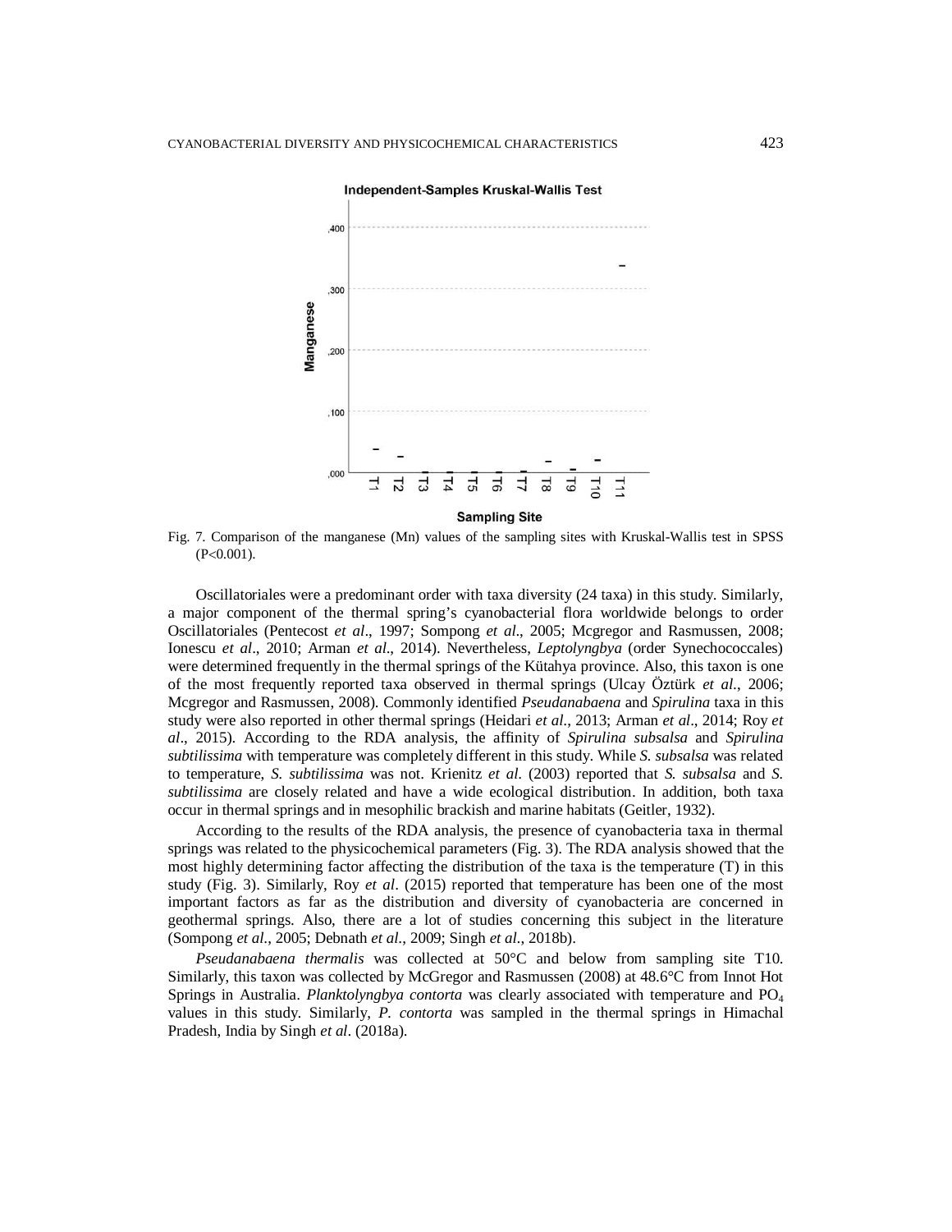Fig. 7. Comparison of the manganese (Mn) values of the sampling sites with Kruskal-Wallis test in SPSS ($P<0.001$).

Oscillatoriales were a predominant order with taxa diversity (24 taxa) in this study. Similarly, a major component of the thermal spring's cyanobacterial flora worldwide belongs to order Oscillatoriales (Pentecost *et al*., 1997; Sompong *et al*., 2005; Mcgregor and Rasmussen, 2008; Ionescu *et al*., 2010; Arman *et al*., 2014). Nevertheless, *Leptolyngbya* (order Synechococcales) were determined frequently in the thermal springs of the Kütahya province. Also, this taxon is one of the most frequently reported taxa observed in thermal springs (Ulcay Öztürk *et al*., 2006; Mcgregor and Rasmussen, 2008). Commonly identified *Pseudanabaena* and *Spirulina* taxa in this study were also reported in other thermal springs (Heidari *et al*., 2013; Arman *et al*., 2014; Roy *et al*., 2015). According to the RDA analysis, the affinity of *Spirulina subsalsa* and *Spirulina subtilissima* with temperature was completely different in this study. While *S. subsalsa* was related to temperature, *S. subtilissima* was not. Krienitz *et al*. (2003) reported that *S. subsalsa* and *S. subtilissima* are closely related and have a wide ecological distribution. In addition, both taxa occur in thermal springs and in mesophilic brackish and marine habitats (Geitler, 1932).

According to the results of the RDA analysis, the presence of cyanobacteria taxa in thermal springs was related to the physicochemical parameters (Fig. 3). The RDA analysis showed that the most highly determining factor affecting the distribution of the taxa is the temperature (T) in this study (Fig. 3). Similarly, Roy *et al*. (2015) reported that temperature has been one of the most important factors as far as the distribution and diversity of cyanobacteria are concerned in geothermal springs. Also, there are a lot of studies concerning this subject in the literature (Sompong *et al*., 2005; Debnath *et al*., 2009; Singh *et al*., 2018b).

*Pseudanabaena thermalis* was collected at 50°C and below from sampling site T10. Similarly, this taxon was collected by McGregor and Rasmussen (2008) at 48.6°C from Innot Hot Springs in Australia. *Planktolyngbya contorta* was clearly associated with temperature and $PO_4$ values in this study. Similarly, *P. contorta* was sampled in the thermal springs in Himachal Pradesh, India by Singh *et al*. (2018a).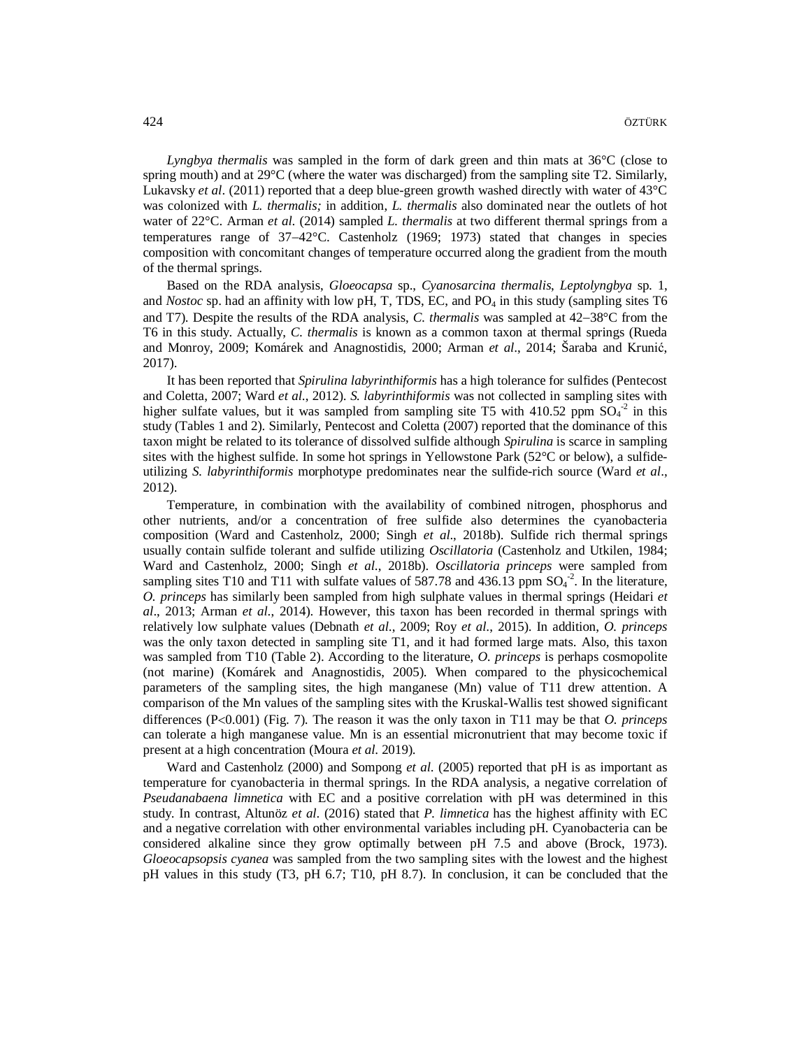*Lyngbya thermalis* was sampled in the form of dark green and thin mats at 36°C (close to spring mouth) and at 29°C (where the water was discharged) from the sampling site T2. Similarly, Lukavsky *et al*. (2011) reported that a deep blue-green growth washed directly with water of 43°C was colonized with *L. thermalis;* in addition, *L. thermalis* also dominated near the outlets of hot water of 22°C. Arman *et al.* (2014) sampled *L. thermalis* at two different thermal springs from a temperatures range of 37–42°C. Castenholz (1969; 1973) stated that changes in species composition with concomitant changes of temperature occurred along the gradient from the mouth of the thermal springs.

Based on the RDA analysis, *Gloeocapsa* sp., *Cyanosarcina thermalis*, *Leptolyngbya* sp. 1, and *Nostoc* sp. had an affinity with low pH, T, TDS, EC, and $PO_4$ in this study (sampling sites T6 and T7). Despite the results of the RDA analysis, *C. thermalis* was sampled at 42–38°C from the T6 in this study. Actually, *C. thermalis* is known as a common taxon at thermal springs (Rueda and Monroy, 2009; Komárek and Anagnostidis, 2000; Arman *et al*., 2014; Šaraba and Krunić, 2017).

It has been reported that *Spirulina labyrinthiformis* has a high tolerance for sulfides (Pentecost and Coletta, 2007; Ward *et al*., 2012). *S. labyrinthiformis* was not collected in sampling sites with higher sulfate values, but it was sampled from sampling site T5 with 410.52 ppm $SO_4^{-2}$ in this study (Tables 1 and 2). Similarly, Pentecost and Coletta (2007) reported that the dominance of this taxon might be related to its tolerance of dissolved sulfide although *Spirulina* is scarce in sampling sites with the highest sulfide. In some hot springs in Yellowstone Park (52°C or below), a sulfide-utilizing *S. labyrinthiformis* morphotype predominates near the sulfide-rich source (Ward *et al*., 2012).

Temperature, in combination with the availability of combined nitrogen, phosphorus and other nutrients, and/or a concentration of free sulfide also determines the cyanobacteria composition (Ward and Castenholz, 2000; Singh *et al*., 2018b). Sulfide rich thermal springs usually contain sulfide tolerant and sulfide utilizing *Oscillatoria* (Castenholz and Utkilen, 1984; Ward and Castenholz, 2000; Singh *et al.*, 2018b). *Oscillatoria princeps* were sampled from sampling sites T10 and T11 with sulfate values of 587.78 and 436.13 ppm $SO_4^{-2}$. In the literature, *O. princeps* has similarly been sampled from high sulphate values in thermal springs (Heidari *et al*., 2013; Arman *et al.*, 2014). However, this taxon has been recorded in thermal springs with relatively low sulphate values (Debnath *et al.*, 2009; Roy *et al.*, 2015). In addition, *O. princeps* was the only taxon detected in sampling site T1, and it had formed large mats. Also, this taxon was sampled from T10 (Table 2). According to the literature, *O. princeps* is perhaps cosmopolite (not marine) (Komárek and Anagnostidis, 2005). When compared to the physicochemical parameters of the sampling sites, the high manganese (Mn) value of T11 drew attention. A comparison of the Mn values of the sampling sites with the Kruskal-Wallis test showed significant differences ($P<0.001$) (Fig. 7). The reason it was the only taxon in T11 may be that *O. princeps* can tolerate a high manganese value. Mn is an essential micronutrient that may become toxic if present at a high concentration (Moura *et al*. 2019).

Ward and Castenholz (2000) and Sompong *et al.* (2005) reported that pH is as important as temperature for cyanobacteria in thermal springs. In the RDA analysis, a negative correlation of *Pseudanabaena limnetica* with EC and a positive correlation with pH was determined in this study. In contrast, Altunöz *et al*. (2016) stated that *P. limnetica* has the highest affinity with EC and a negative correlation with other environmental variables including pH. Cyanobacteria can be considered alkaline since they grow optimally between pH 7.5 and above (Brock, 1973). *Gloeocapsopsis cyanea* was sampled from the two sampling sites with the lowest and the highest pH values in this study (T3, pH 6.7; T10, pH 8.7). In conclusion, it can be concluded that the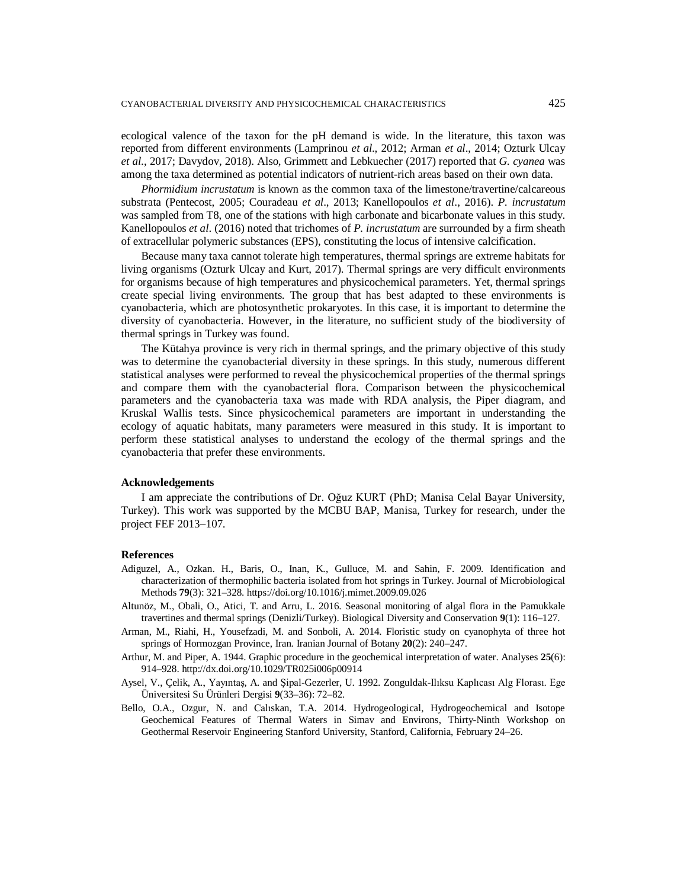ecological valence of the taxon for the pH demand is wide. In the literature, this taxon was reported from different environments (Lamprinou *et al*., 2012; Arman *et al*., 2014; Ozturk Ulcay *et al*., 2017; Davydov, 2018). Also, Grimmett and Lebkuecher (2017) reported that *G. cyanea* was among the taxa determined as potential indicators of nutrient-rich areas based on their own data.

*Phormidium incrustatum* is known as the common taxa of the limestone/travertine/calcareous substrata (Pentecost, 2005; Couradeau *et al*., 2013; Kanellopoulos *et al*., 2016). *P. incrustatum* was sampled from T8, one of the stations with high carbonate and bicarbonate values in this study. Kanellopoulos *et al*. (2016) noted that trichomes of *P. incrustatum* are surrounded by a firm sheath of extracellular polymeric substances (EPS), constituting the locus of intensive calcification.

Because many taxa cannot tolerate high temperatures, thermal springs are extreme habitats for living organisms (Ozturk Ulcay and Kurt, 2017). Thermal springs are very difficult environments for organisms because of high temperatures and physicochemical parameters. Yet, thermal springs create special living environments. The group that has best adapted to these environments is cyanobacteria, which are photosynthetic prokaryotes. In this case, it is important to determine the diversity of cyanobacteria. However, in the literature, no sufficient study of the biodiversity of thermal springs in Turkey was found.

The Kütahya province is very rich in thermal springs, and the primary objective of this study was to determine the cyanobacterial diversity in these springs. In this study, numerous different statistical analyses were performed to reveal the physicochemical properties of the thermal springs and compare them with the cyanobacterial flora. Comparison between the physicochemical parameters and the cyanobacteria taxa was made with RDA analysis, the Piper diagram, and Kruskal Wallis tests. Since physicochemical parameters are important in understanding the ecology of aquatic habitats, many parameters were measured in this study. It is important to perform these statistical analyses to understand the ecology of the thermal springs and the cyanobacteria that prefer these environments.

## Acknowledgements

I am appreciate the contributions of Dr. Oğuz KURT (PhD; Manisa Celal Bayar University, Turkey). This work was supported by the MCBU BAP, Manisa, Turkey for research, under the project FEF 2013–107.

## References

Adiguzel, A., Ozkan. H., Baris, O., Inan, K., Gulluce, M. and Sahin, F. 2009. Identification and characterization of thermophilic bacteria isolated from hot springs in Turkey. Journal of Microbiological Methods **79**(3): 321–328. https://doi.org/10.1016/j.mimet.2009.09.026

Altunöz, M., Obali, O., Atici, T. and Arru, L. 2016. Seasonal monitoring of algal flora in the Pamukkale travertines and thermal springs (Denizli/Turkey). Biological Diversity and Conservation **9**(1): 116–127.

Arman, M., Riahi, H., Yousefzadi, M. and Sonboli, A. 2014. Floristic study on cyanophyta of three hot springs of Hormozgan Province, Iran. Iranian Journal of Botany **20**(2): 240–247.

Arthur, M. and Piper, A. 1944. Graphic procedure in the geochemical interpretation of water. Analyses **25**(6): 914–928. http://dx.doi.org/10.1029/TR025i006p00914

Aysel, V., Çelik, A., Yayıntaş, A. and Şipal-Gezerler, U. 1992. Zonguldak-Ilıksu Kaplıcası Alg Florası. Ege Üniversitesi Su Ürünleri Dergisi **9**(33–36): 72–82.

Bello, O.A., Ozgur, N. and Calıskan, T.A. 2014. Hydrogeological, Hydrogeochemical and Isotope Geochemical Features of Thermal Waters in Simav and Environs, Thirty-Ninth Workshop on Geothermal Reservoir Engineering Stanford University, Stanford, California, February 24–26.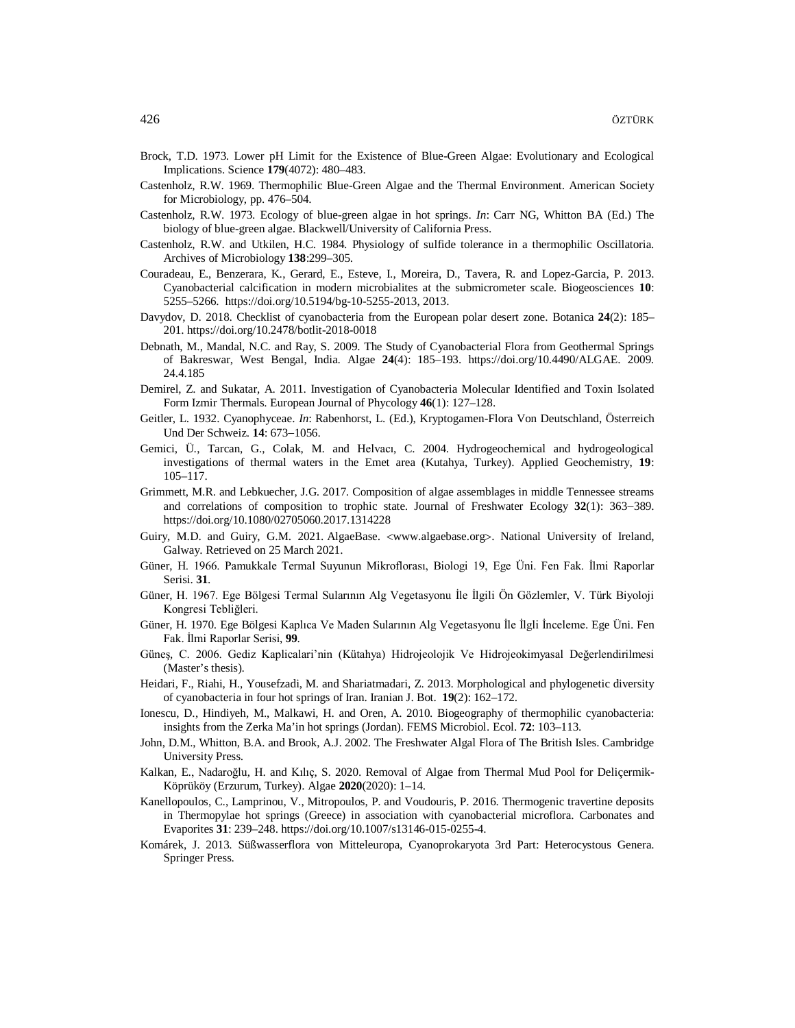Brock, T.D. 1973. Lower pH Limit for the Existence of Blue-Green Algae: Evolutionary and Ecological Implications. Science **179**(4072): 480–483.

Castenholz, R.W. 1969. Thermophilic Blue-Green Algae and the Thermal Environment. American Society for Microbiology, pp. 476–504.

Castenholz, R.W. 1973. Ecology of blue-green algae in hot springs. *In*: Carr NG, Whitton BA (Ed.) The biology of blue-green algae. Blackwell/University of California Press.

Castenholz, R.W. and Utkilen, H.C. 1984. Physiology of sulfide tolerance in a thermophilic Oscillatoria. Archives of Microbiology **138**:299–305.

Couradeau, E., Benzerara, K., Gerard, E., Esteve, I., Moreira, D., Tavera, R. and Lopez-Garcia, P. 2013. Cyanobacterial calcification in modern microbialites at the submicrometer scale. Biogeosciences **10**: 5255–5266. https://doi.org/10.5194/bg-10-5255-2013, 2013.

Davydov, D. 2018. Checklist of cyanobacteria from the European polar desert zone. Botanica **24**(2): 185–201. https://doi.org/10.2478/botlit-2018-0018

Debnath, M., Mandal, N.C. and Ray, S. 2009. The Study of Cyanobacterial Flora from Geothermal Springs of Bakreswar, West Bengal, India. Algae **24**(4): 185–193. https://doi.org/10.4490/ALGAE. 2009. 24.4.185

Demirel, Z. and Sukatar, A. 2011. Investigation of Cyanobacteria Molecular Identified and Toxin Isolated Form Izmir Thermals. European Journal of Phycology **46**(1): 127–128.

Geitler, L. 1932. Cyanophyceae. *In*: Rabenhorst, L. (Ed.), Kryptogamen-Flora Von Deutschland, Österreich Und Der Schweiz. **14**: 673–1056.

Gemici, Ü., Tarcan, G., Colak, M. and Helvacı, C. 2004. Hydrogeochemical and hydrogeological investigations of thermal waters in the Emet area (Kutahya, Turkey). Applied Geochemistry, **19**: 105–117.

Grimmett, M.R. and Lebkuecher, J.G. 2017. Composition of algae assemblages in middle Tennessee streams and correlations of composition to trophic state. Journal of Freshwater Ecology **32**(1): 363–389. https://doi.org/10.1080/02705060.2017.1314228

Guiry, M.D. and Guiry, G.M. 2021. AlgaeBase. <www.algaebase.org>. National University of Ireland, Galway. Retrieved on 25 March 2021.

Güner, H. 1966. Pamukkale Termal Suyunun Mikroflorası, Biologi 19, Ege Üni. Fen Fak. İlmi Raporlar Serisi. **31**.

Güner, H. 1967. Ege Bölgesi Termal Sularının Alg Vegetasyonu İle İlgili Ön Gözlemler, V. Türk Biyoloji Kongresi Tebliğleri.

Güner, H. 1970. Ege Bölgesi Kaplıca Ve Maden Sularının Alg Vegetasyonu İle İlgli İnceleme. Ege Üni. Fen Fak. İlmi Raporlar Serisi, **99**.

Güneş, C. 2006. Gediz Kaplicalari'nin (Kütahya) Hidrojeolojik Ve Hidrojeokimyasal Değerlendirilmesi (Master's thesis).

Heidari, F., Riahi, H., Yousefzadi, M. and Shariatmadari, Z. 2013. Morphological and phylogenetic diversity of cyanobacteria in four hot springs of Iran. Iranian J. Bot. **19**(2): 162–172.

Ionescu, D., Hindiyeh, M., Malkawi, H. and Oren, A. 2010. Biogeography of thermophilic cyanobacteria: insights from the Zerka Ma'in hot springs (Jordan). FEMS Microbiol. Ecol. **72**: 103–113.

John, D.M., Whitton, B.A. and Brook, A.J. 2002. The Freshwater Algal Flora of The British Isles. Cambridge University Press.

Kalkan, E., Nadaroğlu, H. and Kılıç, S. 2020. Removal of Algae from Thermal Mud Pool for Deliçermik-Köprüköy (Erzurum, Turkey). Algae **2020**(2020): 1–14.

Kanellopoulos, C., Lamprinou, V., Mitropoulos, P. and Voudouris, P. 2016. Thermogenic travertine deposits in Thermopylae hot springs (Greece) in association with cyanobacterial microflora. Carbonates and Evaporites **31**: 239–248. https://doi.org/10.1007/s13146-015-0255-4.

Komárek, J. 2013. Süßwasserflora von Mitteleuropa, Cyanoprokaryota 3rd Part: Heterocystous Genera. Springer Press.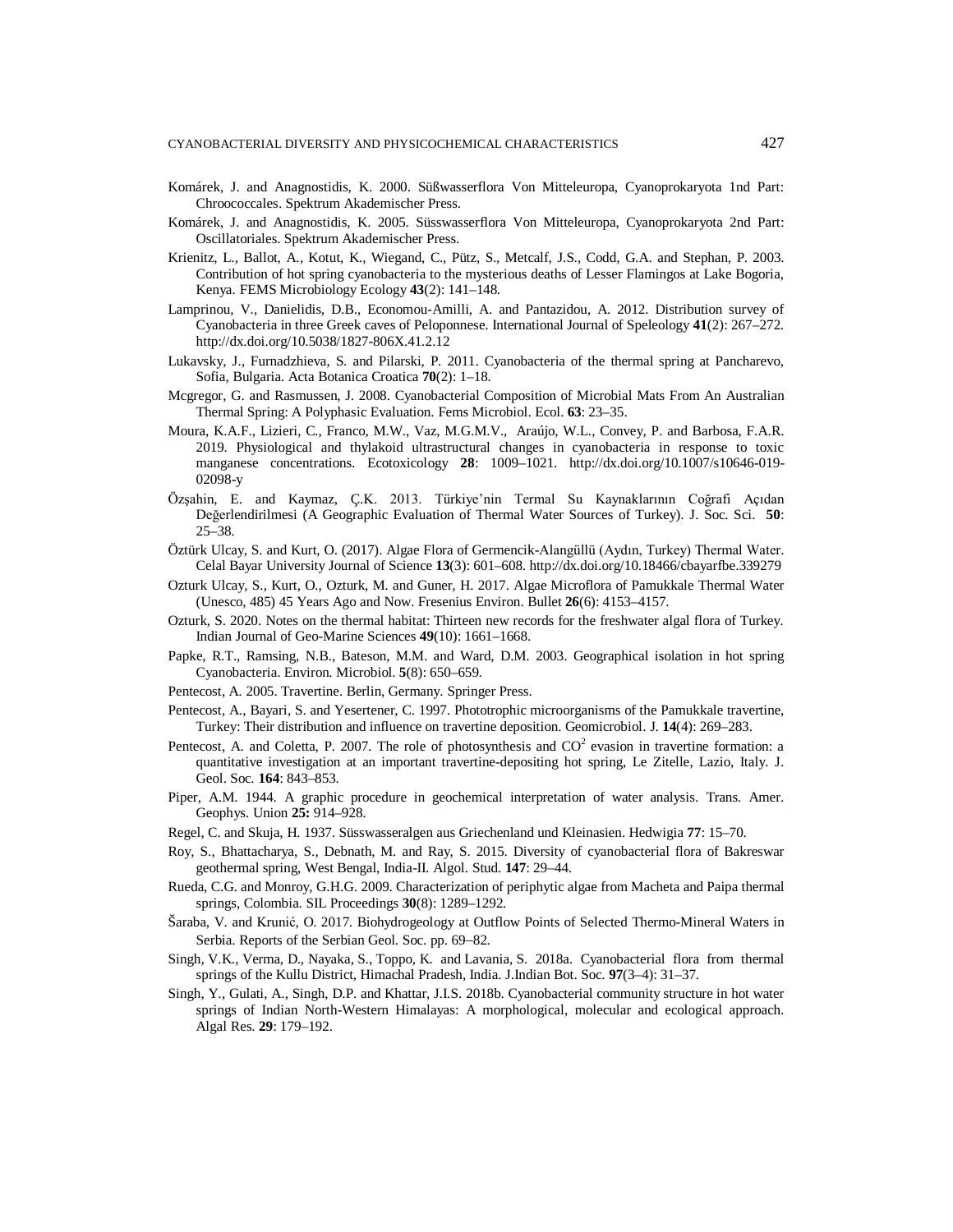Komárek, J. and Anagnostidis, K. 2000. Süßwasserflora Von Mitteleuropa, Cyanoprokaryota 1nd Part: Chroococcales. Spektrum Akademischer Press.

Komárek, J. and Anagnostidis, K. 2005. Süsswasserflora Von Mitteleuropa, Cyanoprokaryota 2nd Part: Oscillatoriales. Spektrum Akademischer Press.

Krienitz, L., Ballot, A., Kotut, K., Wiegand, C., Pütz, S., Metcalf, J.S., Codd, G.A. and Stephan, P. 2003. Contribution of hot spring cyanobacteria to the mysterious deaths of Lesser Flamingos at Lake Bogoria, Kenya. FEMS Microbiology Ecology **43**(2): 141–148.

Lamprinou, V., Danielidis, D.B., Economou-Amilli, A. and Pantazidou, A. 2012. Distribution survey of Cyanobacteria in three Greek caves of Peloponnese. International Journal of Speleology **41**(2): 267–272. http://dx.doi.org/10.5038/1827-806X.41.2.12

Lukavsky, J., Furnadzhieva, S. and Pilarski, P. 2011. Cyanobacteria of the thermal spring at Pancharevo, Sofia, Bulgaria. Acta Botanica Croatica **70**(2): 1–18.

Mcgregor, G. and Rasmussen, J. 2008. Cyanobacterial Composition of Microbial Mats From An Australian Thermal Spring: A Polyphasic Evaluation. Fems Microbiol. Ecol. **63**: 23–35.

Moura, K.A.F., Lizieri, C., Franco, M.W., Vaz, M.G.M.V., Araújo, W.L., Convey, P. and Barbosa, F.A.R. 2019. Physiological and thylakoid ultrastructural changes in cyanobacteria in response to toxic manganese concentrations. Ecotoxicology **28**: 1009–1021. http://dx.doi.org/10.1007/s10646-019-02098-y

Özşahin, E. and Kaymaz, Ç.K. 2013. Türkiye'nin Termal Su Kaynaklarının Coğrafi Açıdan Değerlendirilmesi (A Geographic Evaluation of Thermal Water Sources of Turkey). J. Soc. Sci. **50**: 25–38.

Öztürk Ulcay, S. and Kurt, O. (2017). Algae Flora of Germencik-Alangüllü (Aydın, Turkey) Thermal Water. Celal Bayar University Journal of Science **13**(3): 601–608. http://dx.doi.org/10.18466/cbayarfbe.339279

Ozturk Ulcay, S., Kurt, O., Ozturk, M. and Guner, H. 2017. Algae Microflora of Pamukkale Thermal Water (Unesco, 485) 45 Years Ago and Now. Fresenius Environ. Bullet **26**(6): 4153–4157.

Ozturk, S. 2020. Notes on the thermal habitat: Thirteen new records for the freshwater algal flora of Turkey. Indian Journal of Geo-Marine Sciences **49**(10): 1661–1668.

Papke, R.T., Ramsing, N.B., Bateson, M.M. and Ward, D.M. 2003. Geographical isolation in hot spring Cyanobacteria. Environ. Microbiol. **5**(8): 650–659.

Pentecost, A. 2005. Travertine. Berlin, Germany. Springer Press.

Pentecost, A., Bayari, S. and Yesertener, C. 1997. Phototrophic microorganisms of the Pamukkale travertine, Turkey: Their distribution and influence on travertine deposition. Geomicrobiol. J. **14**(4): 269–283.

Pentecost, A. and Coletta, P. 2007. The role of photosynthesis and $CO^2$ evasion in travertine formation: a quantitative investigation at an important travertine-depositing hot spring, Le Zitelle, Lazio, Italy. J. Geol. Soc. **164**: 843–853.

Piper, A.M. 1944. A graphic procedure in geochemical interpretation of water analysis. Trans. Amer. Geophys. Union **25:** 914–928.

Regel, C. and Skuja, H. 1937. Süsswasseralgen aus Griechenland und Kleinasien. Hedwigia **77**: 15–70.

Roy, S., Bhattacharya, S., Debnath, M. and Ray, S. 2015. Diversity of cyanobacterial flora of Bakreswar geothermal spring, West Bengal, India-II. Algol. Stud. **147**: 29–44.

Rueda, C.G. and Monroy, G.H.G. 2009. Characterization of periphytic algae from Macheta and Paipa thermal springs, Colombia. SIL Proceedings **30**(8): 1289–1292.

Šaraba, V. and Krunić, O. 2017. Biohydrogeology at Outflow Points of Selected Thermo-Mineral Waters in Serbia. Reports of the Serbian Geol. Soc. pp. 69–82.

Singh, V.K., Verma, D., Nayaka, S., Toppo, K. and Lavania, S. 2018a. Cyanobacterial flora from thermal springs of the Kullu District, Himachal Pradesh, India. J.Indian Bot. Soc. **97**(3–4): 31–37.

Singh, Y., Gulati, A., Singh, D.P. and Khattar, J.I.S. 2018b. Cyanobacterial community structure in hot water springs of Indian North-Western Himalayas: A morphological, molecular and ecological approach. Algal Res. **29**: 179–192.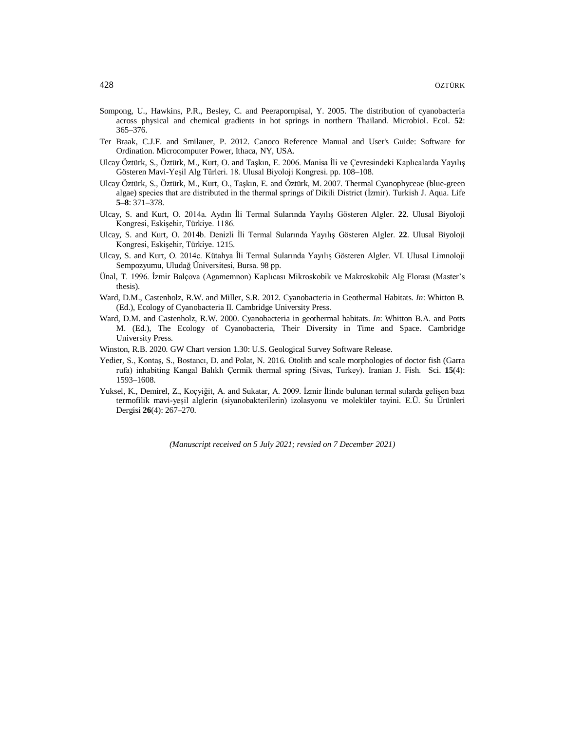Sompong, U., Hawkins, P.R., Besley, C. and Peerapornpisal, Y. 2005. The distribution of cyanobacteria across physical and chemical gradients in hot springs in northern Thailand. Microbiol. Ecol. **52**: 365–376.

Ter Braak, C.J.F. and Smilauer, P. 2012. Canoco Reference Manual and User's Guide: Software for Ordination. Microcomputer Power, Ithaca, NY, USA.

Ulcay Öztürk, S., Öztürk, M., Kurt, O. and Taşkın, E. 2006. Manisa İli ve Çevresindeki Kaplıcalarda Yayılış Gösteren Mavi-Yeşil Alg Türleri. 18. Ulusal Biyoloji Kongresi. pp. 108–108.

Ulcay Öztürk, S., Öztürk, M., Kurt, O., Taşkın, E. and Öztürk, M. 2007. Thermal Cyanophyceae (blue-green algae) species that are distributed in the thermal springs of Dikili District (İzmir). Turkish J. Aqua. Life **5–8**: 371–378.

Ulcay, S. and Kurt, O. 2014a. Aydın İli Termal Sularında Yayılış Gösteren Algler. **22**. Ulusal Biyoloji Kongresi, Eskişehir, Türkiye. 1186.

Ulcay, S. and Kurt, O. 2014b. Denizli İli Termal Sularında Yayılış Gösteren Algler. **22**. Ulusal Biyoloji Kongresi, Eskişehir, Türkiye. 1215.

Ulcay, S. and Kurt, O. 2014c. Kütahya İli Termal Sularında Yayılış Gösteren Algler. VI. Ulusal Limnoloji Sempozyumu, Uludağ Üniversitesi, Bursa. 98 pp.

Ünal, T. 1996. İzmir Balçova (Agamemnon) Kaplıcası Mikroskobik ve Makroskobik Alg Florası (Master's thesis).

Ward, D.M., Castenholz, R.W. and Miller, S.R. 2012. Cyanobacteria in Geothermal Habitats. *In*: Whitton B. (Ed.), Ecology of Cyanobacteria II. Cambridge University Press.

Ward, D.M. and Castenholz, R.W. 2000. Cyanobacteria in geothermal habitats. *In*: Whitton B.A. and Potts M. (Ed.), The Ecology of Cyanobacteria, Their Diversity in Time and Space. Cambridge University Press.

Winston, R.B. 2020. GW Chart version 1.30: U.S. Geological Survey Software Release.

Yedier, S., Kontaş, S., Bostancı, D. and Polat, N. 2016. Otolith and scale morphologies of doctor fish (Garra rufa) inhabiting Kangal Balıklı Çermik thermal spring (Sivas, Turkey). Iranian J. Fish. Sci. **15**(4): 1593–1608.

Yuksel, K., Demirel, Z., Koçyiğit, A. and Sukatar, A. 2009. İzmir İlinde bulunan termal sularda gelişen bazı termofilik mavi-yeşil alglerin (siyanobakterilerin) izolasyonu ve moleküler tayini. E.Ü. Su Ürünleri Dergisi **26**(4): 267–270.

*(Manuscript received on 5 July 2021; revsied on 7 December 2021)*